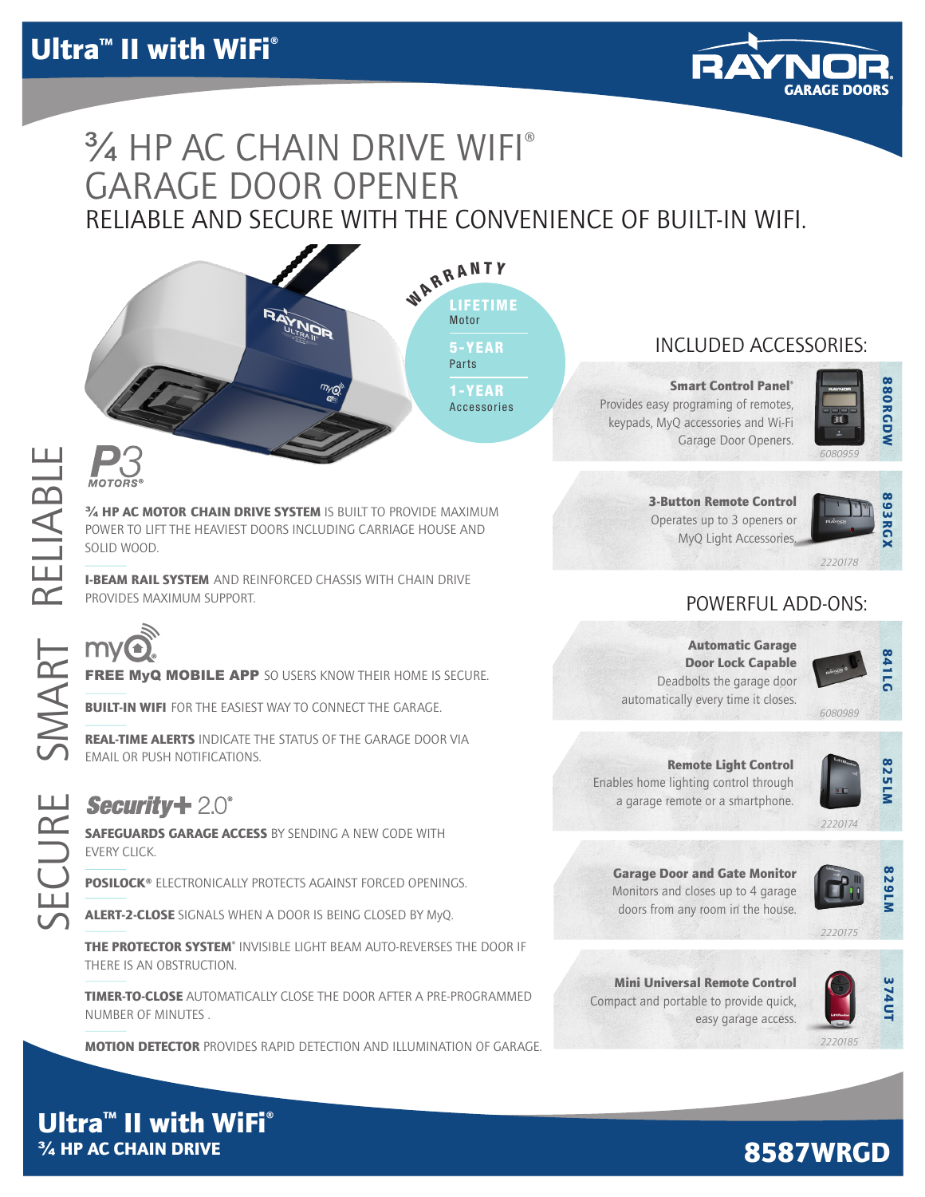# Ultra™ II with WiFi®

**RAYNOR GARAGE DOORS**

## ¾ HP AC CHAIN DRIVE WIFI® GARAGE DOOR OPENER

### RELIABLE AND SECURE WITH THE CONVENIENCE OF BUILT-IN WIFI.

**WARRANTY**

- **LIFETIME** Motor
- **5-YEAR** Parts
- **1-YEAR** Accessories

RELIABLE

P3 MOTORS®

**¾ HP AC MOTOR CHAIN DRIVE SYSTEM** IS BUILT TO PROVIDE MAXIMUM POWER TO LIFT THE HEAVIEST DOORS INCLUDING CARRIAGE HOUSE AND SOLID WOOD.

**I-BEAM RAIL SYSTEM** AND REINFORCED CHASSIS WITH CHAIN DRIVE PROVIDES MAXIMUM SUPPORT.

SMART

myQ®

**FREE MyQ MOBILE APP** SO USERS KNOW THEIR HOME IS SECURE.

**BUILT-IN WIFI** FOR THE EASIEST WAY TO CONNECT THE GARAGE.

**REAL-TIME ALERTS** INDICATE THE STATUS OF THE GARAGE DOOR VIA EMAIL OR PUSH NOTIFICATIONS.

SECURE

Security+ 2.0®

**SAFEGUARDS GARAGE ACCESS** BY SENDING A NEW CODE WITH EVERY CLICK.

**POSILOCK®** ELECTRONICALLY PROTECTS AGAINST FORCED OPENINGS.

**ALERT-2-CLOSE** SIGNALS WHEN A DOOR IS BEING CLOSED BY MyQ.

**THE PROTECTOR SYSTEM®** INVISIBLE LIGHT BEAM AUTO-REVERSES THE DOOR IF THERE IS AN OBSTRUCTION.

**TIMER-TO-CLOSE** AUTOMATICALLY CLOSE THE DOOR AFTER A PRE-PROGRAMMED NUMBER OF MINUTES .

**MOTION DETECTOR** PROVIDES RAPID DETECTION AND ILLUMINATION OF GARAGE.

## INCLUDED ACCESSORIES:

**Smart Control Panel®** — 880RGDW
Provides easy programing of remotes, keypads, MyQ accessories and Wi-Fi Garage Door Openers.
6080959

**3-Button Remote Control** — 893RGX
Operates up to 3 openers or MyQ Light Accessories.
2220178

## POWERFUL ADD-ONS:

**Automatic Garage Door Lock Capable** — 841LG
Deadbolts the garage door automatically every time it closes.
6080989

**Remote Light Control** — 825LM
Enables home lighting control through a garage remote or a smartphone.
2220174

**Garage Door and Gate Monitor** — 829LM
Monitors and closes up to 4 garage doors from any room in the house.
2220175

**Mini Universal Remote Control** — 374UT
Compact and portable to provide quick, easy garage access.
2220185

**Ultra™ II with WiFi®**
**¾ HP AC CHAIN DRIVE**

**8587WRGD**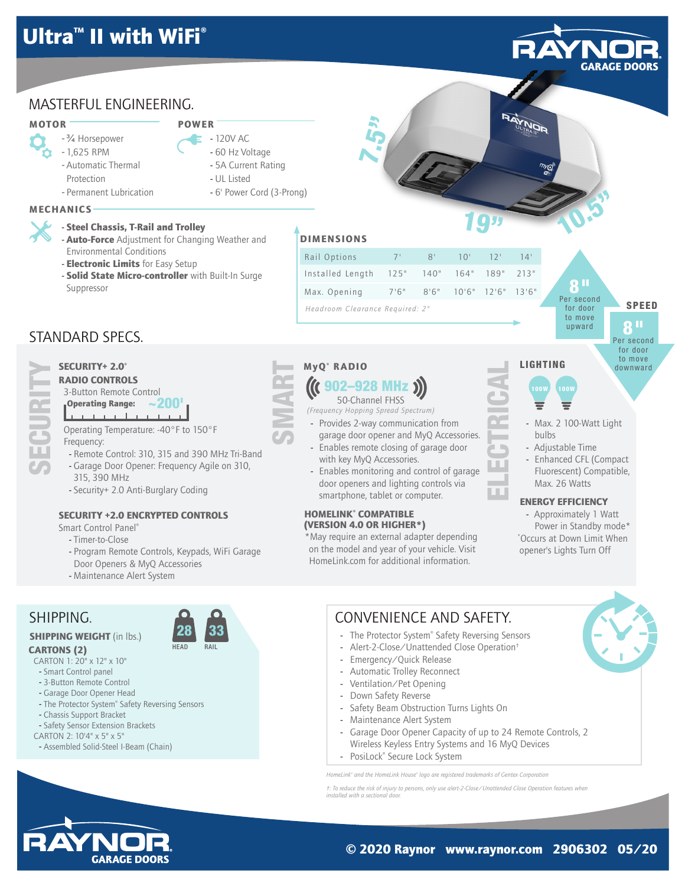# Ultra™ II with WiFi®

## MASTERFUL ENGINEERING.

### MOTOR

- ¾ Horsepower
- 1,625 RPM
- Automatic Thermal Protection
- Permanent Lubrication

### POWER

- 120V AC
- 60 Hz Voltage
- 5A Current Rating
- UL Listed
- 6' Power Cord (3-Prong)

### MECHANICS

- **Steel Chassis, T-Rail and Trolley**
- **Auto-Force** Adjustment for Changing Weather and Environmental Conditions
- **Electronic Limits** for Easy Setup
- **Solid State Micro-controller** with Built-In Surge Suppressor

7.5"

19"

10.5"

### DIMENSIONS

| Rail Options | 7' | 8' | 10' | 12' | 14' |
|---|---|---|---|---|---|
| Installed Length | 125" | 140" | 164" | 189" | 213" |
| Max. Opening | 7'6" | 8'6" | 10'6" | 12'6" | 13'6" |

*Headroom Clearance Required: 2"*

### SPEED

8" Per second for door to move upward

8" Per second for door to move downward

## STANDARD SPECS.

### SECURITY

**SECURITY+ 2.0® RADIO CONTROLS**

3-Button Remote Control

**Operating Range:** ~200'

Operating Temperature: -40°F to 150°F

Frequency:

- Remote Control: 310, 315 and 390 MHz Tri-Band
- Garage Door Opener: Frequency Agile on 310, 315, 390 MHz
- Security+ 2.0 Anti-Burglary Coding

**SECURITY +2.0 ENCRYPTED CONTROLS**

Smart Control Panel®

- Timer-to-Close
- Program Remote Controls, Keypads, WiFi Garage Door Openers & MyQ Accessories
- Maintenance Alert System

### SMART

**MyQ® RADIO**

902–928 MHz

50-Channel FHSS

*(Frequency Hopping Spread Spectrum)*

- Provides 2-way communication from garage door opener and MyQ Accessories.
- Enables remote closing of garage door with key MyQ Accessories.
- Enables monitoring and control of garage door openers and lighting controls via smartphone, tablet or computer.

**HOMELINK® COMPATIBLE (VERSION 4.0 OR HIGHER*)**

*May require an external adapter depending on the model and year of your vehicle. Visit HomeLink.com for additional information.

### ELECTRICAL

**LIGHTING**

100W 100W

- Max. 2 100-Watt Light bulbs
- Adjustable Time
- Enhanced CFL (Compact Fluorescent) Compatible, Max. 26 Watts

**ENERGY EFFICIENCY**

- Approximately 1 Watt Power in Standby mode*

*Occurs at Down Limit When opener's Lights Turn Off

## SHIPPING.

**SHIPPING WEIGHT** (in lbs.)

28 HEAD

33 RAIL

**CARTONS (2)**

CARTON 1: 20" x 12" x 10"

- Smart Control panel
- 3-Button Remote Control
- Garage Door Opener Head
- The Protector System® Safety Reversing Sensors
- Chassis Support Bracket
- Safety Sensor Extension Brackets

CARTON 2: 10'4" x 5" x 5"

- Assembled Solid-Steel I-Beam (Chain)

## CONVENIENCE AND SAFETY.

- The Protector System® Safety Reversing Sensors
- Alert-2-Close/Unattended Close Operation†
- Emergency/Quick Release
- Automatic Trolley Reconnect
- Ventilation/Pet Opening
- Down Safety Reverse
- Safety Beam Obstruction Turns Lights On
- Maintenance Alert System
- Garage Door Opener Capacity of up to 24 Remote Controls, 2 Wireless Keyless Entry Systems and 16 MyQ Devices
- PosiLock® Secure Lock System

*HomeLink® and the HomeLink House® logo are registered trademarks of Gentex Corporation*

*†: To reduce the risk of injury to persons, only use alert-2-Close/Unattended Close Operation features when installed with a sectional door.*

**© 2020 Raynor www.raynor.com 2906302 05/20**